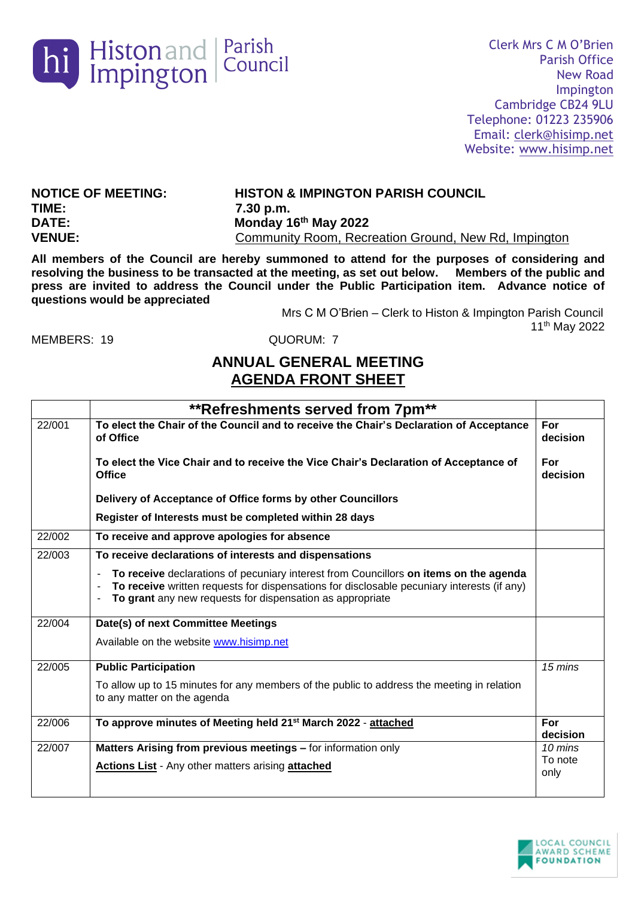Histon and Impington | Parish Council

Clerk Mrs C M O'Brien
Parish Office
New Road
Impington
Cambridge CB24 9LU
Telephone: 01223 235906
Email: clerk@hisimp.net
Website: www.hisimp.net

**NOTICE OF MEETING:** **HISTON & IMPINGTON PARISH COUNCIL**
**TIME:** **7.30 p.m.**
**DATE:** **Monday 16th May 2022**
**VENUE:** Community Room, Recreation Ground, New Rd, Impington

**All members of the Council are hereby summoned to attend for the purposes of considering and resolving the business to be transacted at the meeting, as set out below. Members of the public and press are invited to address the Council under the Public Participation item. Advance notice of questions would be appreciated**

Mrs C M O'Brien – Clerk to Histon & Impington Parish Council
11th May 2022

MEMBERS: 19 QUORUM: 7

## ANNUAL GENERAL MEETING
## AGENDA FRONT SHEET

| | **\*\*Refreshments served from 7pm\*\*** | |
|---|---|---|
| 22/001 | **To elect the Chair of the Council and to receive the Chair's Declaration of Acceptance of Office** | **For decision** |
| | **To elect the Vice Chair and to receive the Vice Chair's Declaration of Acceptance of Office** | **For decision** |
| | **Delivery of Acceptance of Office forms by other Councillors** | |
| | **Register of Interests must be completed within 28 days** | |
| 22/002 | **To receive and approve apologies for absence** | |
| 22/003 | **To receive declarations of interests and dispensations**<br>- **To receive** declarations of pecuniary interest from Councillors **on items on the agenda**<br>- **To receive** written requests for dispensations for disclosable pecuniary interests (if any)<br>- **To grant** any new requests for dispensation as appropriate | |
| 22/004 | **Date(s) of next Committee Meetings**<br>Available on the website www.hisimp.net | |
| 22/005 | **Public Participation**<br>To allow up to 15 minutes for any members of the public to address the meeting in relation to any matter on the agenda | *15 mins* |
| 22/006 | **To approve minutes of Meeting held 21st March 2022** - **attached** | **For decision** |
| 22/007 | **Matters Arising from previous meetings –** for information only<br>**Actions List** - Any other matters arising **attached** | *10 mins*<br>To note only |

LOCAL COUNCIL AWARD SCHEME FOUNDATION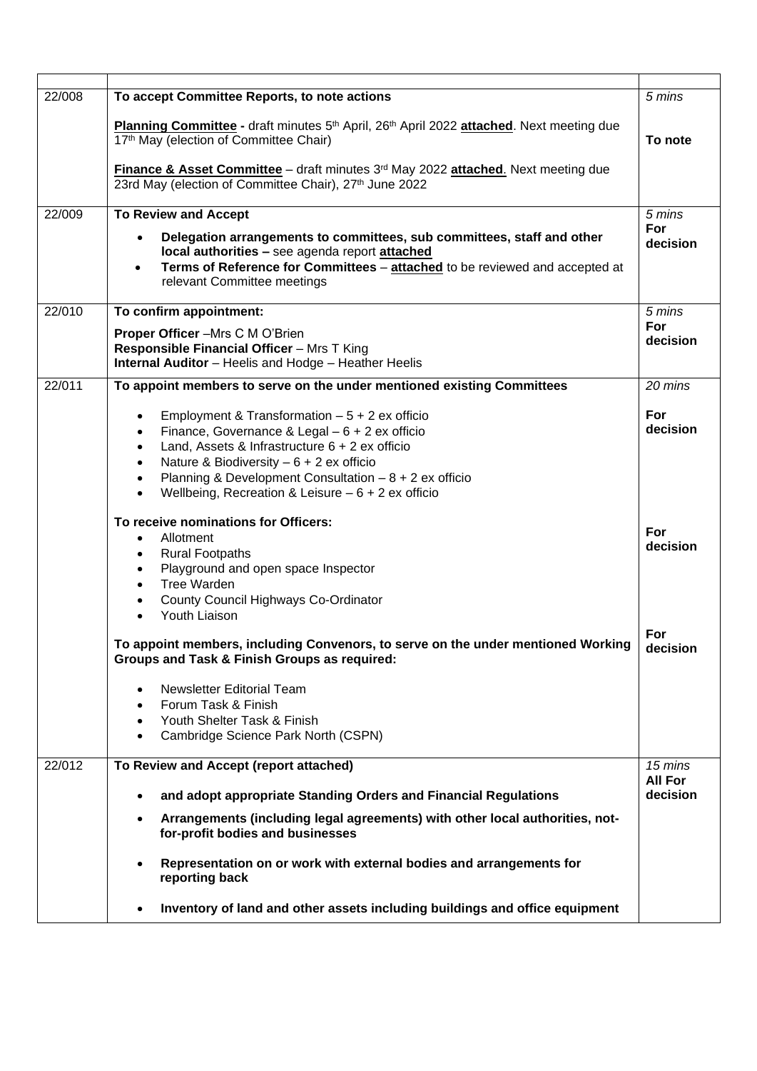| | | |
|---|---|---|
| 22/008 | **To accept Committee Reports, to note actions**<br><br>**Planning Committee -** draft minutes 5th April, 26th April 2022 **attached**. Next meeting due 17th May (election of Committee Chair)<br><br>**Finance & Asset Committee** – draft minutes 3rd May 2022 **attached**. Next meeting due 23rd May (election of Committee Chair), 27th June 2022 | *5 mins*<br><br>**To note** |
| 22/009 | **To Review and Accept**<br>• **Delegation arrangements to committees, sub committees, staff and other local authorities –** see agenda report **attached**<br>• **Terms of Reference for Committees** – **attached** to be reviewed and accepted at relevant Committee meetings | *5 mins*<br>**For decision** |
| 22/010 | **To confirm appointment:**<br>**Proper Officer** –Mrs C M O'Brien<br>**Responsible Financial Officer** – Mrs T King<br>**Internal Auditor** – Heelis and Hodge – Heather Heelis | *5 mins*<br>**For decision** |
| 22/011 | **To appoint members to serve on the under mentioned existing Committees**<br>• Employment & Transformation – 5 + 2 ex officio<br>• Finance, Governance & Legal – 6 + 2 ex officio<br>• Land, Assets & Infrastructure 6 + 2 ex officio<br>• Nature & Biodiversity – 6 + 2 ex officio<br>• Planning & Development Consultation – 8 + 2 ex officio<br>• Wellbeing, Recreation & Leisure – 6 + 2 ex officio<br><br>**To receive nominations for Officers:**<br>• Allotment<br>• Rural Footpaths<br>• Playground and open space Inspector<br>• Tree Warden<br>• County Council Highways Co-Ordinator<br>• Youth Liaison<br><br>**To appoint members, including Convenors, to serve on the under mentioned Working Groups and Task & Finish Groups as required:**<br>• Newsletter Editorial Team<br>• Forum Task & Finish<br>• Youth Shelter Task & Finish<br>• Cambridge Science Park North (CSPN) | *20 mins*<br><br>**For decision**<br><br>**For decision**<br><br>**For decision** |
| 22/012 | **To Review and Accept (report attached)**<br>• **and adopt appropriate Standing Orders and Financial Regulations**<br>• **Arrangements (including legal agreements) with other local authorities, not-for-profit bodies and businesses**<br>• **Representation on or work with external bodies and arrangements for reporting back**<br>• **Inventory of land and other assets including buildings and office equipment** | *15 mins*<br>**All For decision** |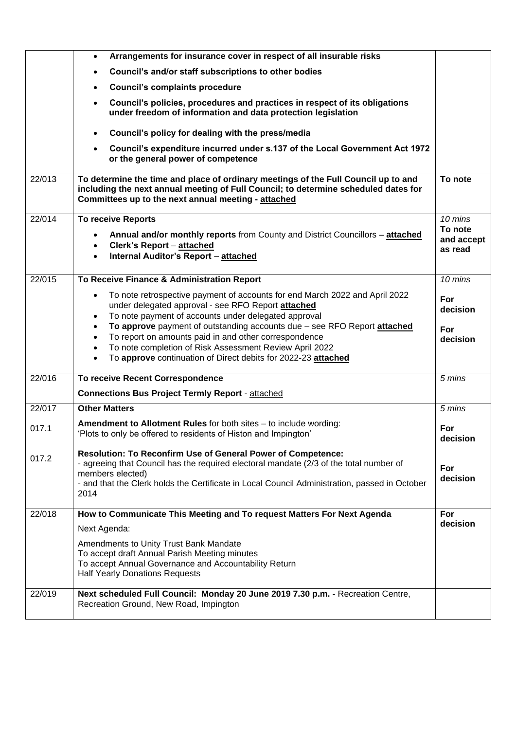| | | |
|---|---|---|
| | • **Arrangements for insurance cover in respect of all insurable risks**<br>• **Council's and/or staff subscriptions to other bodies**<br>• **Council's complaints procedure**<br>• **Council's policies, procedures and practices in respect of its obligations under freedom of information and data protection legislation**<br>• **Council's policy for dealing with the press/media**<br>• **Council's expenditure incurred under s.137 of the Local Government Act 1972 or the general power of competence** | |
| 22/013 | **To determine the time and place of ordinary meetings of the Full Council up to and including the next annual meeting of Full Council; to determine scheduled dates for Committees up to the next annual meeting - attached** | **To note** |
| 22/014 | **To receive Reports**<br>• **Annual and/or monthly reports** from County and District Councillors – **attached**<br>• **Clerk's Report** – **attached**<br>• **Internal Auditor's Report** – **attached** | *10 mins*<br>**To note and accept as read** |
| 22/015 | **To Receive Finance & Administration Report**<br>• To note retrospective payment of accounts for end March 2022 and April 2022 under delegated approval - see RFO Report **attached**<br>• To note payment of accounts under delegated approval<br>• **To approve** payment of outstanding accounts due – see RFO Report **attached**<br>• To report on amounts paid in and other correspondence<br>• To note completion of Risk Assessment Review April 2022<br>• To **approve** continuation of Direct debits for 2022-23 **attached** | *10 mins*<br>**For decision**<br>**For decision** |
| 22/016 | **To receive Recent Correspondence**<br>**Connections Bus Project Termly Report** - attached | *5 mins* |
| 22/017<br>017.1<br>017.2 | **Other Matters**<br>**Amendment to Allotment Rules** for both sites – to include wording: 'Plots to only be offered to residents of Histon and Impington'<br>**Resolution: To Reconfirm Use of General Power of Competence:**<br>- agreeing that Council has the required electoral mandate (2/3 of the total number of members elected)<br>- and that the Clerk holds the Certificate in Local Council Administration, passed in October 2014 | *5 mins*<br>**For decision**<br>**For decision** |
| 22/018 | **How to Communicate This Meeting and To request Matters For Next Agenda**<br>Next Agenda:<br>Amendments to Unity Trust Bank Mandate<br>To accept draft Annual Parish Meeting minutes<br>To accept Annual Governance and Accountability Return<br>Half Yearly Donations Requests | **For decision** |
| 22/019 | **Next scheduled Full Council: Monday 20 June 2019 7.30 p.m. -** Recreation Centre, Recreation Ground, New Road, Impington | |